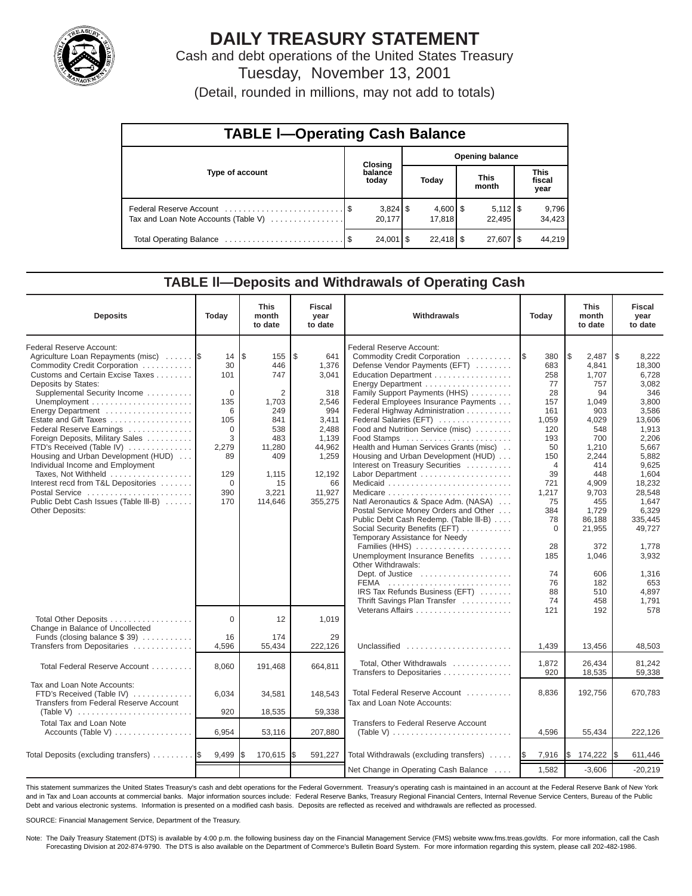# DAILY TREASURY STATEMENT

Cash and debt operations of the United States Treasury

Tuesday, November 13, 2001

(Detail, rounded in millions, may not add to totals)

## TABLE I—Operating Cash Balance

| Type of account | Closing balance today | Opening balance Today | Opening balance This month | Opening balance This fiscal year |
|---|---|---|---|---|
| Federal Reserve Account | $ 3,824 | $ 4,600 | $ 5,112 | $ 9,796 |
| Tax and Loan Note Accounts (Table V) | 20,177 | 17,818 | 22,495 | 34,423 |
| Total Operating Balance | $ 24,001 | $ 22,418 | $ 27,607 | $ 44,219 |

## TABLE II—Deposits and Withdrawals of Operating Cash

| Deposits | Today | This month to date | Fiscal year to date |
|---|---|---|---|
| Federal Reserve Account: | | | |
| Agriculture Loan Repayments (misc) | $ 14 | $ 155 | $ 641 |
| Commodity Credit Corporation | 30 | 446 | 1,376 |
| Customs and Certain Excise Taxes | 101 | 747 | 3,041 |
| Deposits by States: | | | |
| Supplemental Security Income | 0 | 2 | 318 |
| Unemployment | 135 | 1,703 | 2,546 |
| Energy Department | 6 | 249 | 994 |
| Estate and Gift Taxes | 105 | 841 | 3,411 |
| Federal Reserve Earnings | 0 | 538 | 2,488 |
| Foreign Deposits, Military Sales | 3 | 483 | 1,139 |
| FTD's Received (Table IV) | 2,279 | 11,280 | 44,962 |
| Housing and Urban Development (HUD) | 89 | 409 | 1,259 |
| Individual Income and Employment Taxes, Not Withheld | 129 | 1,115 | 12,192 |
| Interest recd from T&L Depositories | 0 | 15 | 66 |
| Postal Service | 390 | 3,221 | 11,927 |
| Public Debt Cash Issues (Table III-B) | 170 | 114,646 | 355,275 |
| Other Deposits: | | | |
| Total Other Deposits | 0 | 12 | 1,019 |
| Change in Balance of Uncollected Funds (closing balance $ 39) | 16 | 174 | 29 |
| Transfers from Depositaries | 4,596 | 55,434 | 222,126 |
| Total Federal Reserve Account | 8,060 | 191,468 | 664,811 |
| Tax and Loan Note Accounts: | | | |
| FTD's Received (Table IV) | 6,034 | 34,581 | 148,543 |
| Transfers from Federal Reserve Account (Table V) | 920 | 18,535 | 59,338 |
| Total Tax and Loan Note Accounts (Table V) | 6,954 | 53,116 | 207,880 |
| Total Deposits (excluding transfers) | $ 9,499 | $ 170,615 | $ 591,227 |

| Withdrawals | Today | This month to date | Fiscal year to date |
|---|---|---|---|
| Federal Reserve Account: | | | |
| Commodity Credit Corporation | $ 380 | $ 2,487 | $ 8,222 |
| Defense Vendor Payments (EFT) | 683 | 4,841 | 18,300 |
| Education Department | 258 | 1,707 | 6,728 |
| Energy Department | 77 | 757 | 3,082 |
| Family Support Payments (HHS) | 28 | 94 | 346 |
| Federal Employees Insurance Payments | 157 | 1,049 | 3,800 |
| Federal Highway Administration | 161 | 903 | 3,586 |
| Federal Salaries (EFT) | 1,059 | 4,029 | 13,606 |
| Food and Nutrition Service (misc) | 120 | 548 | 1,913 |
| Food Stamps | 193 | 700 | 2,206 |
| Health and Human Services Grants (misc) | 50 | 1,210 | 5,667 |
| Housing and Urban Development (HUD) | 150 | 2,244 | 5,882 |
| Interest on Treasury Securities | 4 | 414 | 9,625 |
| Labor Department | 39 | 448 | 1,604 |
| Medicaid | 721 | 4,909 | 18,232 |
| Medicare | 1,217 | 9,703 | 28,548 |
| Natl Aeronautics & Space Adm. (NASA) | 75 | 455 | 1,647 |
| Postal Service Money Orders and Other | 384 | 1,729 | 6,329 |
| Public Debt Cash Redemp. (Table III-B) | 78 | 86,188 | 335,445 |
| Social Security Benefits (EFT) | 0 | 21,955 | 49,727 |
| Temporary Assistance for Needy Families (HHS) | 28 | 372 | 1,778 |
| Unemployment Insurance Benefits | 185 | 1,046 | 3,932 |
| Other Withdrawals: | | | |
| Dept. of Justice | 74 | 606 | 1,316 |
| FEMA | 76 | 182 | 653 |
| IRS Tax Refunds Business (EFT) | 88 | 510 | 4,897 |
| Thrift Savings Plan Transfer | 74 | 458 | 1,791 |
| Veterans Affairs | 121 | 192 | 578 |
| Unclassified | 1,439 | 13,456 | 48,503 |
| Total, Other Withdrawals | 1,872 | 26,434 | 81,242 |
| Transfers to Depositaries | 920 | 18,535 | 59,338 |
| Total Federal Reserve Account | 8,836 | 192,756 | 670,783 |
| Tax and Loan Note Accounts: | | | |
| Transfers to Federal Reserve Account (Table V) | 4,596 | 55,434 | 222,126 |
| Total Withdrawals (excluding transfers) | $ 7,916 | $ 174,222 | $ 611,446 |
| Net Change in Operating Cash Balance | 1,582 | -3,606 | -20,219 |

This statement summarizes the United States Treasury's cash and debt operations for the Federal Government. Treasury's operating cash is maintained in an account at the Federal Reserve Bank of New York and in Tax and Loan accounts at commercial banks. Major information sources include: Federal Reserve Banks, Treasury Regional Financial Centers, Internal Revenue Service Centers, Bureau of the Public Debt and various electronic systems. Information is presented on a modified cash basis. Deposits are reflected as received and withdrawals are reflected as processed.

SOURCE: Financial Management Service, Department of the Treasury.

Note: The Daily Treasury Statement (DTS) is available by 4:00 p.m. the following business day on the Financial Management Service (FMS) website www.fms.treas.gov/dts. For more information, call the Cash Forecasting Division at 202-874-9790. The DTS is also available on the Department of Commerce's Bulletin Board System. For more information regarding this system, please call 202-482-1986.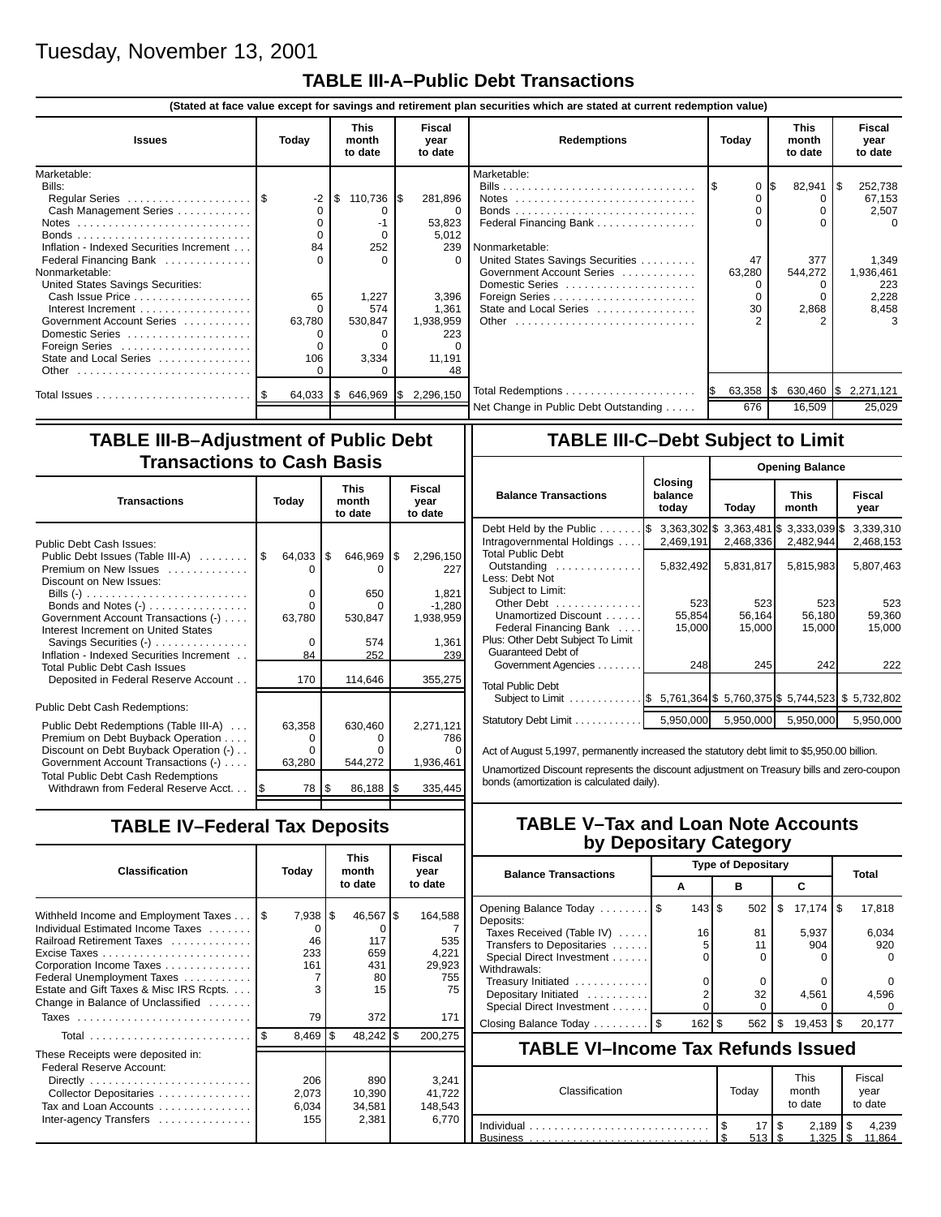Tuesday, November 13, 2001

# TABLE III-A–Public Debt Transactions

(Stated at face value except for savings and retirement plan securities which are stated at current redemption value)

| Issues | Today | This month to date | Fiscal year to date | Redemptions | Today | This month to date | Fiscal year to date |
|---|---|---|---|---|---|---|---|
| Marketable: | | | | Marketable: | | | |
| Bills: | | | | Bills | $ 0 | $ 82,941 | $ 252,738 |
| Regular Series | $ -2 | $ 110,736 | $ 281,896 | Notes | 0 | 0 | 67,153 |
| Cash Management Series | 0 | 0 | 0 | Bonds | 0 | 0 | 2,507 |
| Notes | 0 | -1 | 53,823 | Federal Financing Bank | 0 | 0 | 0 |
| Bonds | 0 | 0 | 5,012 | | | | |
| Inflation - Indexed Securities Increment | 84 | 252 | 239 | Nonmarketable: | | | |
| Federal Financing Bank | 0 | 0 | 0 | United States Savings Securities | 47 | 377 | 1,349 |
| Nonmarketable: | | | | Government Account Series | 63,280 | 544,272 | 1,936,461 |
| United States Savings Securities: | | | | Domestic Series | 0 | 0 | 223 |
| Cash Issue Price | 65 | 1,227 | 3,396 | Foreign Series | 0 | 0 | 2,228 |
| Interest Increment | 0 | 574 | 1,361 | State and Local Series | 30 | 2,868 | 8,458 |
| Government Account Series | 63,780 | 530,847 | 1,938,959 | Other | 2 | 2 | 3 |
| Domestic Series | 0 | 0 | 223 | | | | |
| Foreign Series | 0 | 0 | 0 | | | | |
| State and Local Series | 106 | 3,334 | 11,191 | | | | |
| Other | 0 | 0 | 48 | | | | |
| Total Issues | $ 64,033 | $ 646,969 | $ 2,296,150 | Total Redemptions | $ 63,358 | $ 630,460 | $ 2,271,121 |
| | | | | Net Change in Public Debt Outstanding | 676 | 16,509 | 25,029 |

# TABLE III-B–Adjustment of Public Debt Transactions to Cash Basis

| Transactions | Today | This month to date | Fiscal year to date |
|---|---|---|---|
| Public Debt Cash Issues: | | | |
| Public Debt Issues (Table III-A) | $ 64,033 | $ 646,969 | $ 2,296,150 |
| Premium on New Issues | 0 | 0 | 227 |
| Discount on New Issues: | | | |
| Bills (-) | 0 | 650 | 1,821 |
| Bonds and Notes (-) | 0 | 0 | -1,280 |
| Government Account Transactions (-) | 63,780 | 530,847 | 1,938,959 |
| Interest Increment on United States Savings Securities (-) | 0 | 574 | 1,361 |
| Inflation - Indexed Securities Increment | 84 | 252 | 239 |
| Total Public Debt Cash Issues Deposited in Federal Reserve Account | 170 | 114,646 | 355,275 |
| Public Debt Cash Redemptions: | | | |
| Public Debt Redemptions (Table III-A) | 63,358 | 630,460 | 2,271,121 |
| Premium on Debt Buyback Operation | 0 | 0 | 786 |
| Discount on Debt Buyback Operation (-) | 0 | 0 | 0 |
| Government Account Transactions (-) | 63,280 | 544,272 | 1,936,461 |
| Total Public Debt Cash Redemptions Withdrawn from Federal Reserve Acct. | $ 78 | $ 86,188 | $ 335,445 |

# TABLE III-C–Debt Subject to Limit

| Balance Transactions | Closing balance today | Opening Balance Today | Opening Balance This month | Opening Balance Fiscal year |
|---|---|---|---|---|
| Debt Held by the Public | $ 3,363,302 | $ 3,363,481 | $ 3,333,039 | $ 3,339,310 |
| Intragovernmental Holdings | 2,469,191 | 2,468,336 | 2,482,944 | 2,468,153 |
| Total Public Debt Outstanding | 5,832,492 | 5,831,817 | 5,815,983 | 5,807,463 |
| Less: Debt Not Subject to Limit: | | | | |
| Other Debt | 523 | 523 | 523 | 523 |
| Unamortized Discount | 55,854 | 56,164 | 56,180 | 59,360 |
| Federal Financing Bank | 15,000 | 15,000 | 15,000 | 15,000 |
| Plus: Other Debt Subject To Limit Guaranteed Debt of Government Agencies | 248 | 245 | 242 | 222 |
| Total Public Debt Subject to Limit | $ 5,761,364 | $ 5,760,375 | $ 5,744,523 | $ 5,732,802 |
| Statutory Debt Limit | 5,950,000 | 5,950,000 | 5,950,000 | 5,950,000 |

Act of August 5,1997, permanently increased the statutory debt limit to $5,950.00 billion.

Unamortized Discount represents the discount adjustment on Treasury bills and zero-coupon bonds (amortization is calculated daily).

# TABLE IV–Federal Tax Deposits

| Classification | Today | This month to date | Fiscal year to date |
|---|---|---|---|
| Withheld Income and Employment Taxes | $ 7,938 | $ 46,567 | $ 164,588 |
| Individual Estimated Income Taxes | 0 | 0 | 7 |
| Railroad Retirement Taxes | 46 | 117 | 535 |
| Excise Taxes | 233 | 659 | 4,221 |
| Corporation Income Taxes | 161 | 431 | 29,923 |
| Federal Unemployment Taxes | 7 | 80 | 755 |
| Estate and Gift Taxes & Misc IRS Rcpts. | 3 | 15 | 75 |
| Change in Balance of Unclassified Taxes | 79 | 372 | 171 |
| Total | $ 8,469 | $ 48,242 | $ 200,275 |
| These Receipts were deposited in: | | | |
| Federal Reserve Account: | | | |
| Directly | 206 | 890 | 3,241 |
| Collector Depositaries | 2,073 | 10,390 | 41,722 |
| Tax and Loan Accounts | 6,034 | 34,581 | 148,543 |
| Inter-agency Transfers | 155 | 2,381 | 6,770 |

# TABLE V–Tax and Loan Note Accounts by Depositary Category

| Balance Transactions | Type of Depositary A | Type of Depositary B | Type of Depositary C | Total |
|---|---|---|---|---|
| Opening Balance Today | $ 143 | $ 502 | $ 17,174 | $ 17,818 |
| Deposits: | | | | |
| Taxes Received (Table IV) | 16 | 81 | 5,937 | 6,034 |
| Transfers to Depositaries | 5 | 11 | 904 | 920 |
| Special Direct Investment | 0 | 0 | 0 | 0 |
| Withdrawals: | | | | |
| Treasury Initiated | 0 | 0 | 0 | 0 |
| Depositary Initiated | 2 | 32 | 4,561 | 4,596 |
| Special Direct Investment | 0 | 0 | 0 | 0 |
| Closing Balance Today | $ 162 | $ 562 | $ 19,453 | $ 20,177 |

# TABLE VI–Income Tax Refunds Issued

| Classification | Today | This month to date | Fiscal year to date |
|---|---|---|---|
| Individual | $ 17 | $ 2,189 | $ 4,239 |
| Business | $ 513 | $ 1,325 | $ 11,864 |